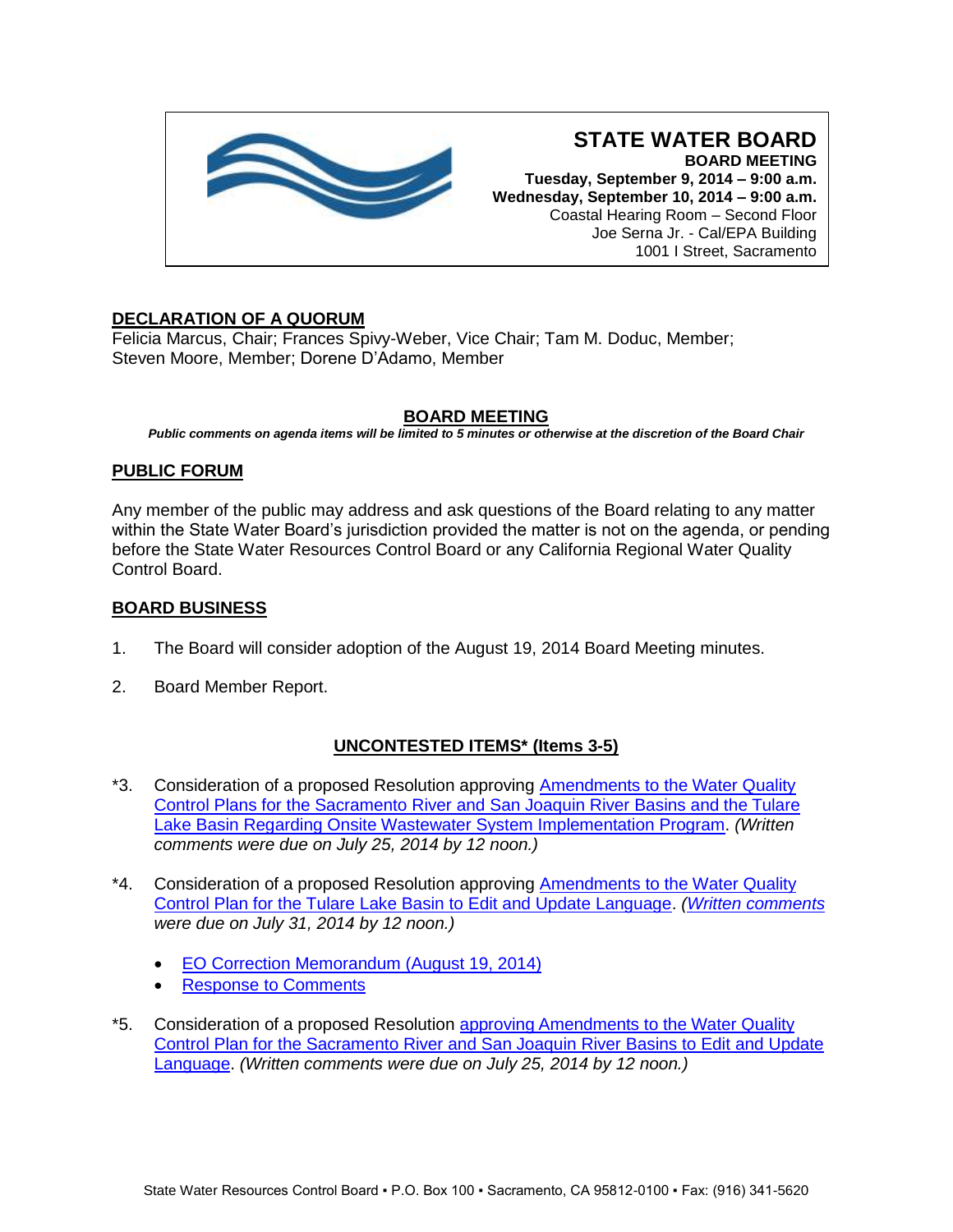# STATE WATER BOARD

**BOARD MEETING**
**Tuesday, September 9, 2014 – 9:00 a.m.**
**Wednesday, September 10, 2014 – 9:00 a.m.**
Coastal Hearing Room – Second Floor
Joe Serna Jr. - Cal/EPA Building
1001 I Street, Sacramento

## DECLARATION OF A QUORUM

Felicia Marcus, Chair; Frances Spivy-Weber, Vice Chair; Tam M. Doduc, Member; Steven Moore, Member; Dorene D'Adamo, Member

## BOARD MEETING

***Public comments on agenda items will be limited to 5 minutes or otherwise at the discretion of the Board Chair***

## PUBLIC FORUM

Any member of the public may address and ask questions of the Board relating to any matter within the State Water Board's jurisdiction provided the matter is not on the agenda, or pending before the State Water Resources Control Board or any California Regional Water Quality Control Board.

## BOARD BUSINESS

1. The Board will consider adoption of the August 19, 2014 Board Meeting minutes.

2. Board Member Report.

## UNCONTESTED ITEMS* (Items 3-5)

*3. Consideration of a proposed Resolution approving Amendments to the Water Quality Control Plans for the Sacramento River and San Joaquin River Basins and the Tulare Lake Basin Regarding Onsite Wastewater System Implementation Program. *(Written comments were due on July 25, 2014 by 12 noon.)*

*4. Consideration of a proposed Resolution approving Amendments to the Water Quality Control Plan for the Tulare Lake Basin to Edit and Update Language. *(Written comments were due on July 31, 2014 by 12 noon.)*

- EO Correction Memorandum (August 19, 2014)
- Response to Comments

*5. Consideration of a proposed Resolution approving Amendments to the Water Quality Control Plan for the Sacramento River and San Joaquin River Basins to Edit and Update Language. *(Written comments were due on July 25, 2014 by 12 noon.)*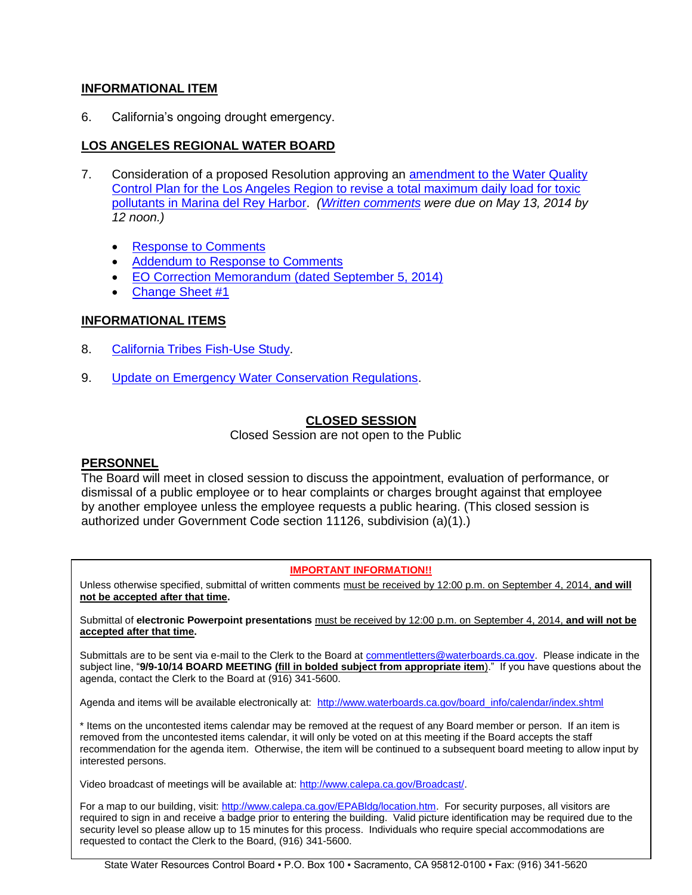**INFORMATIONAL ITEM**

6. California's ongoing drought emergency.

**LOS ANGELES REGIONAL WATER BOARD**

7. Consideration of a proposed Resolution approving an amendment to the Water Quality Control Plan for the Los Angeles Region to revise a total maximum daily load for toxic pollutants in Marina del Rey Harbor. *(Written comments were due on May 13, 2014 by 12 noon.)*

   - Response to Comments
   - Addendum to Response to Comments
   - EO Correction Memorandum (dated September 5, 2014)
   - Change Sheet #1

**INFORMATIONAL ITEMS**

8. California Tribes Fish-Use Study.

9. Update on Emergency Water Conservation Regulations.

**CLOSED SESSION**

Closed Session are not open to the Public

**PERSONNEL**

The Board will meet in closed session to discuss the appointment, evaluation of performance, or dismissal of a public employee or to hear complaints or charges brought against that employee by another employee unless the employee requests a public hearing. (This closed session is authorized under Government Code section 11126, subdivision (a)(1).)

**IMPORTANT INFORMATION!!**

Unless otherwise specified, submittal of written comments must be received by 12:00 p.m. on September 4, 2014, **and will not be accepted after that time.**

Submittal of **electronic Powerpoint presentations** must be received by 12:00 p.m. on September 4, 2014, **and will not be accepted after that time.**

Submittals are to be sent via e-mail to the Clerk to the Board at commentletters@waterboards.ca.gov. Please indicate in the subject line, "**9/9-10/14 BOARD MEETING (fill in bolded subject from appropriate item)**." If you have questions about the agenda, contact the Clerk to the Board at (916) 341-5600.

Agenda and items will be available electronically at: http://www.waterboards.ca.gov/board_info/calendar/index.shtml

* Items on the uncontested items calendar may be removed at the request of any Board member or person. If an item is removed from the uncontested items calendar, it will only be voted on at this meeting if the Board accepts the staff recommendation for the agenda item. Otherwise, the item will be continued to a subsequent board meeting to allow input by interested persons.

Video broadcast of meetings will be available at: http://www.calepa.ca.gov/Broadcast/.

For a map to our building, visit: http://www.calepa.ca.gov/EPABldg/location.htm. For security purposes, all visitors are required to sign in and receive a badge prior to entering the building. Valid picture identification may be required due to the security level so please allow up to 15 minutes for this process. Individuals who require special accommodations are requested to contact the Clerk to the Board, (916) 341-5600.

State Water Resources Control Board ▪ P.O. Box 100 ▪ Sacramento, CA 95812-0100 ▪ Fax: (916) 341-5620